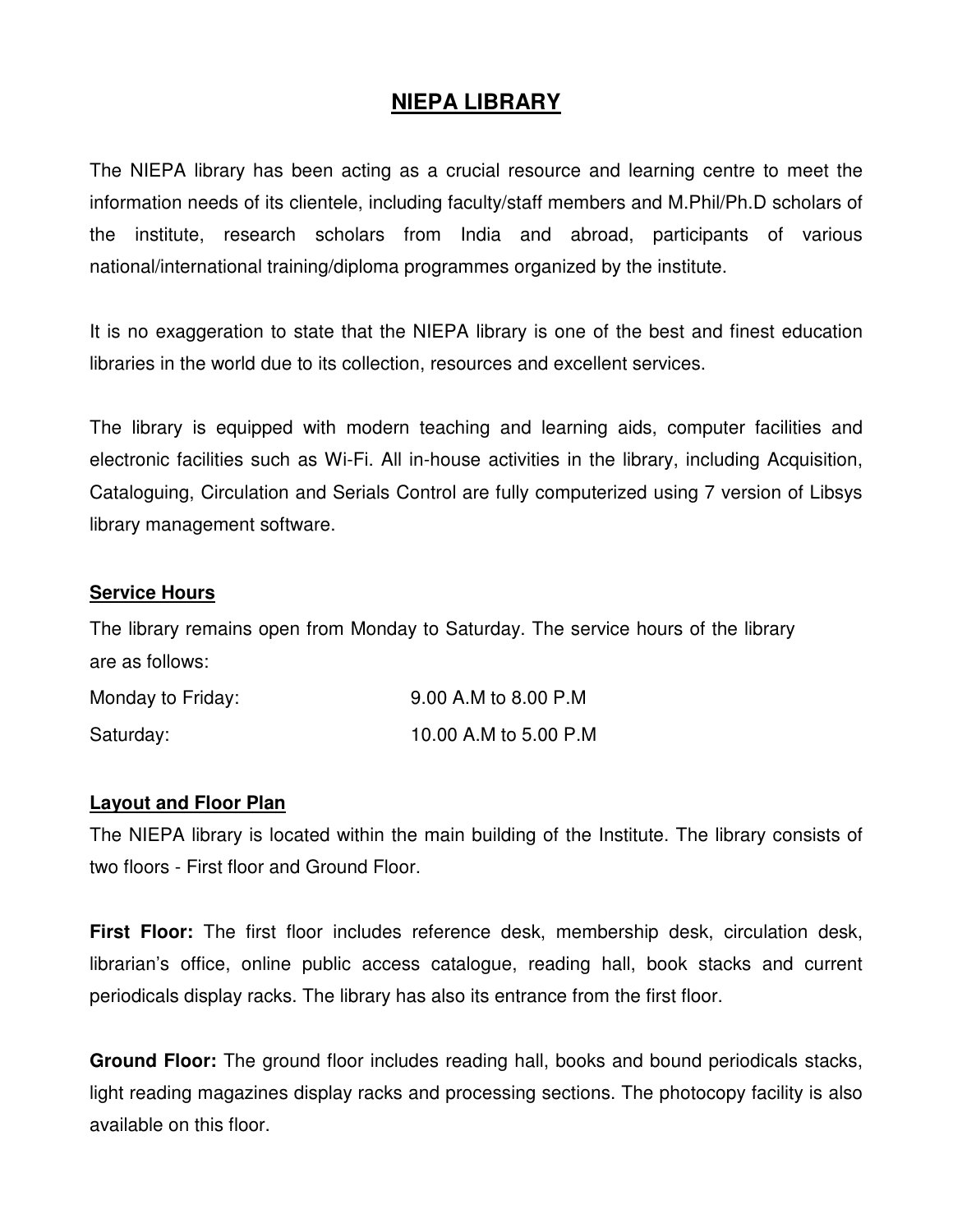# NIEPA LIBRARY

The NIEPA library has been acting as a crucial resource and learning centre to meet the information needs of its clientele, including faculty/staff members and M.Phil/Ph.D scholars of the institute, research scholars from India and abroad, participants of various national/international training/diploma programmes organized by the institute.

It is no exaggeration to state that the NIEPA library is one of the best and finest education libraries in the world due to its collection, resources and excellent services.

The library is equipped with modern teaching and learning aids, computer facilities and electronic facilities such as Wi-Fi. All in-house activities in the library, including Acquisition, Cataloguing, Circulation and Serials Control are fully computerized using 7 version of Libsys library management software.

## Service Hours

The library remains open from Monday to Saturday. The service hours of the library are as follows:

| | |
|---|---|
| Monday to Friday: | 9.00 A.M to 8.00 P.M |
| Saturday: | 10.00 A.M to 5.00 P.M |

## Layout and Floor Plan

The NIEPA library is located within the main building of the Institute. The library consists of two floors - First floor and Ground Floor.

**First Floor:** The first floor includes reference desk, membership desk, circulation desk, librarian's office, online public access catalogue, reading hall, book stacks and current periodicals display racks. The library has also its entrance from the first floor.

**Ground Floor:** The ground floor includes reading hall, books and bound periodicals stacks, light reading magazines display racks and processing sections. The photocopy facility is also available on this floor.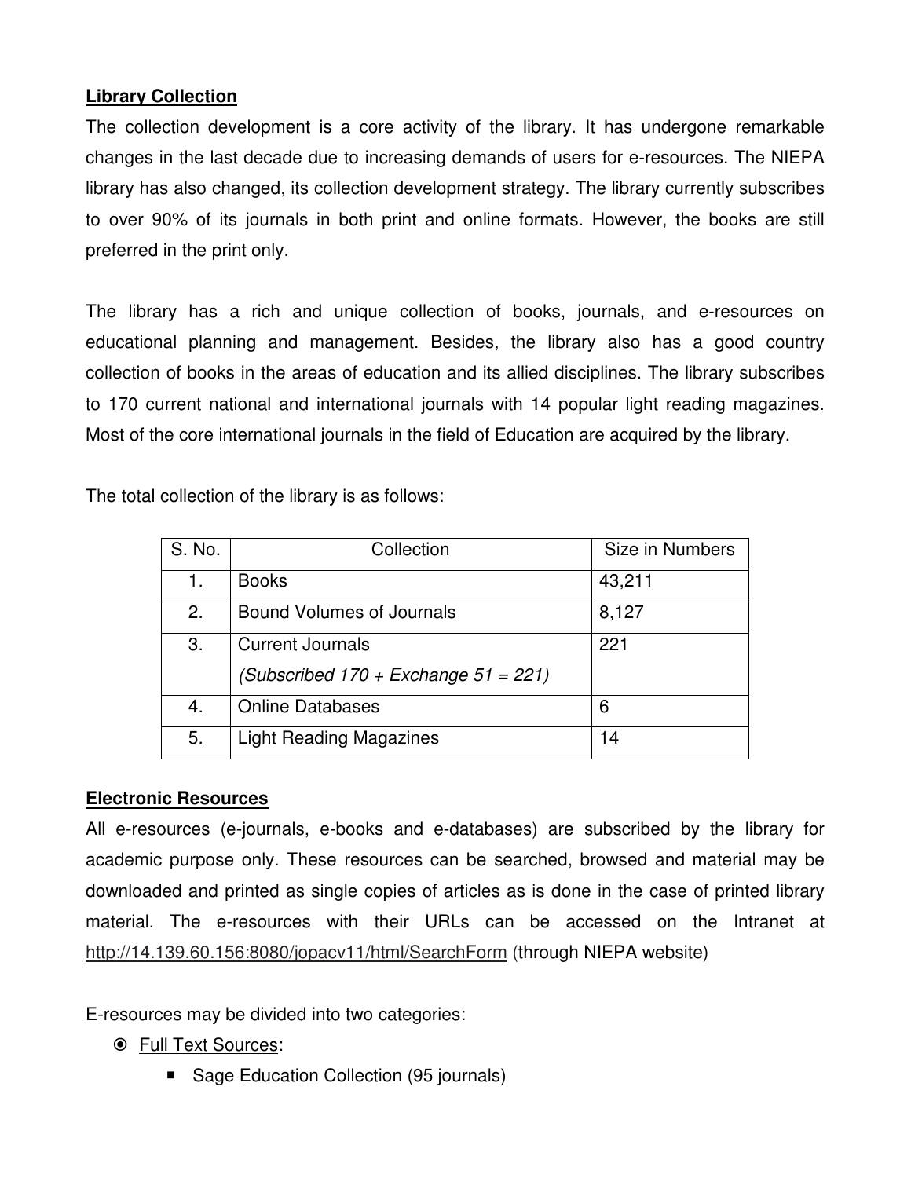**Library Collection**

The collection development is a core activity of the library. It has undergone remarkable changes in the last decade due to increasing demands of users for e-resources. The NIEPA library has also changed, its collection development strategy. The library currently subscribes to over 90% of its journals in both print and online formats. However, the books are still preferred in the print only.

The library has a rich and unique collection of books, journals, and e-resources on educational planning and management. Besides, the library also has a good country collection of books in the areas of education and its allied disciplines. The library subscribes to 170 current national and international journals with 14 popular light reading magazines. Most of the core international journals in the field of Education are acquired by the library.

The total collection of the library is as follows:

| S. No. | Collection | Size in Numbers |
|---|---|---|
| 1. | Books | 43,211 |
| 2. | Bound Volumes of Journals | 8,127 |
| 3. | Current Journals *(Subscribed 170 + Exchange 51 = 221)* | 221 |
| 4. | Online Databases | 6 |
| 5. | Light Reading Magazines | 14 |

**Electronic Resources**

All e-resources (e-journals, e-books and e-databases) are subscribed by the library for academic purpose only. These resources can be searched, browsed and material may be downloaded and printed as single copies of articles as is done in the case of printed library material. The e-resources with their URLs can be accessed on the Intranet at http://14.139.60.156:8080/jopacv11/html/SearchForm (through NIEPA website)

E-resources may be divided into two categories:

- Full Text Sources:
  - Sage Education Collection (95 journals)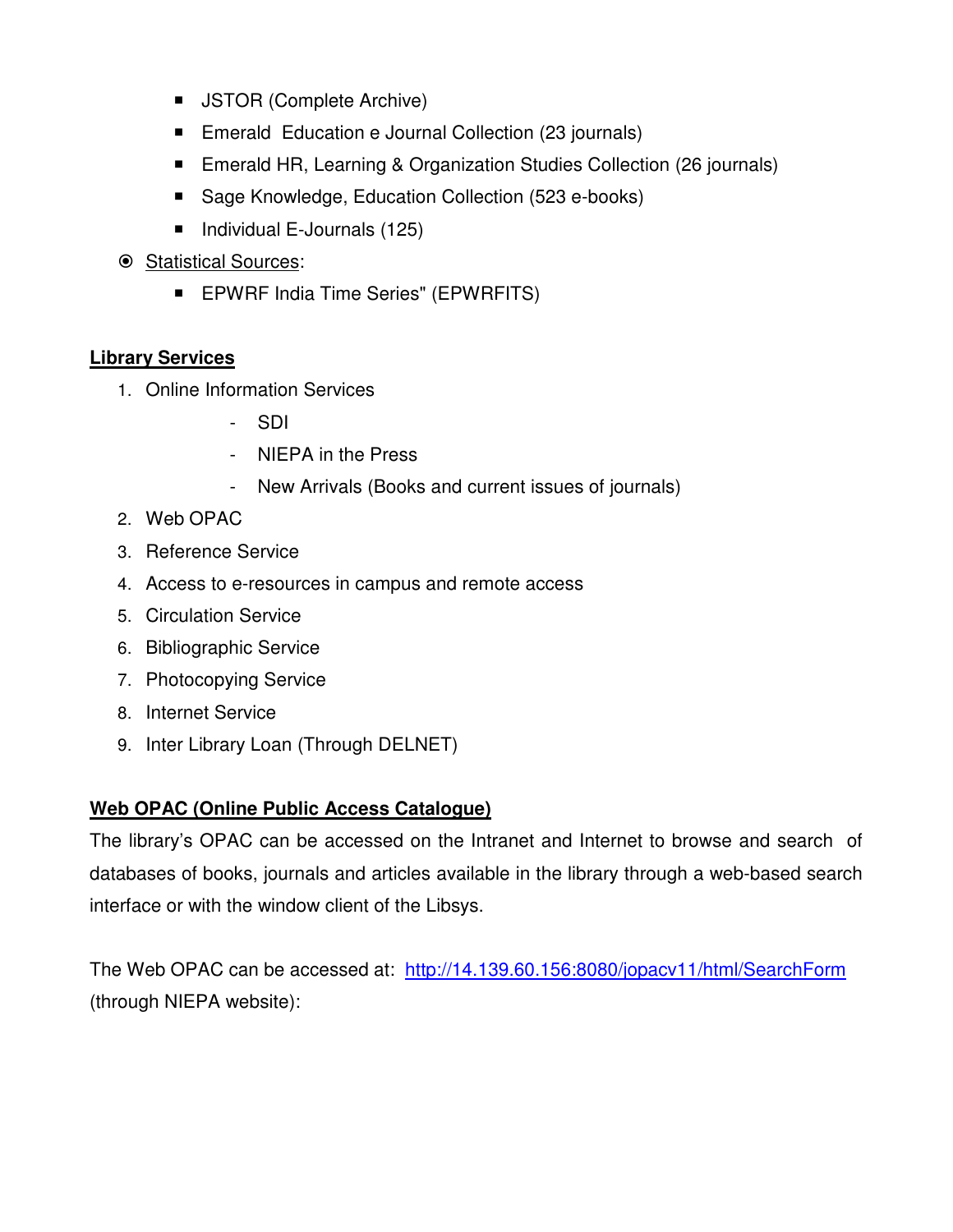- JSTOR (Complete Archive)
  - Emerald Education e Journal Collection (23 journals)
  - Emerald HR, Learning & Organization Studies Collection (26 journals)
  - Sage Knowledge, Education Collection (523 e-books)
  - Individual E-Journals (125)
- Statistical Sources:
  - EPWRF India Time Series" (EPWRFITS)

## Library Services

1. Online Information Services
   - SDI
   - NIEPA in the Press
   - New Arrivals (Books and current issues of journals)
2. Web OPAC
3. Reference Service
4. Access to e-resources in campus and remote access
5. Circulation Service
6. Bibliographic Service
7. Photocopying Service
8. Internet Service
9. Inter Library Loan (Through DELNET)

## Web OPAC (Online Public Access Catalogue)

The library's OPAC can be accessed on the Intranet and Internet to browse and search of databases of books, journals and articles available in the library through a web-based search interface or with the window client of the Libsys.

The Web OPAC can be accessed at: http://14.139.60.156:8080/jopacv11/html/SearchForm (through NIEPA website):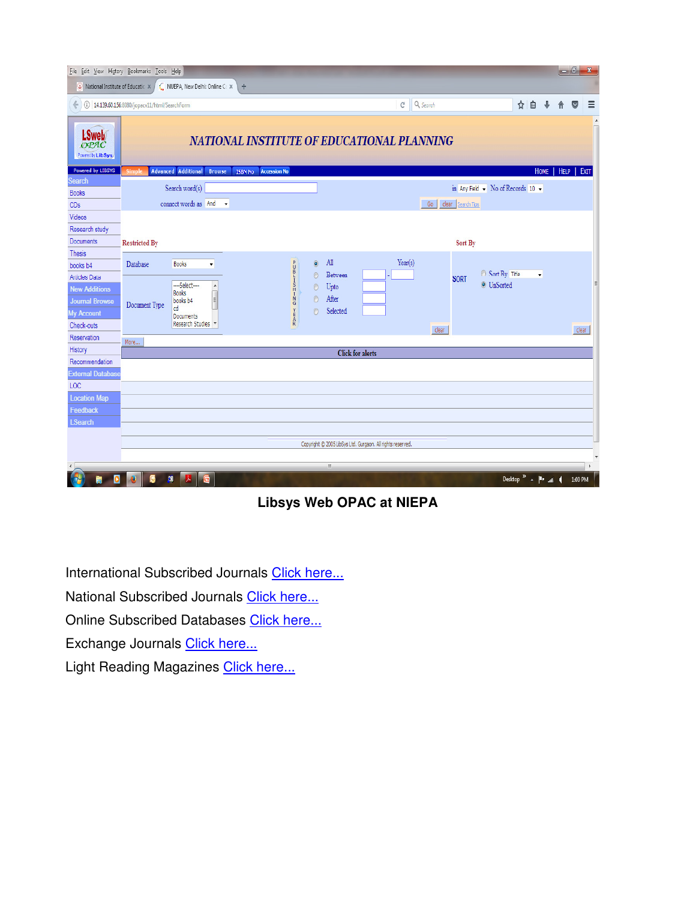**Libsys Web OPAC at NIEPA**

International Subscribed Journals Click here...

National Subscribed Journals Click here...

Online Subscribed Databases Click here...

Exchange Journals Click here...

Light Reading Magazines Click here...